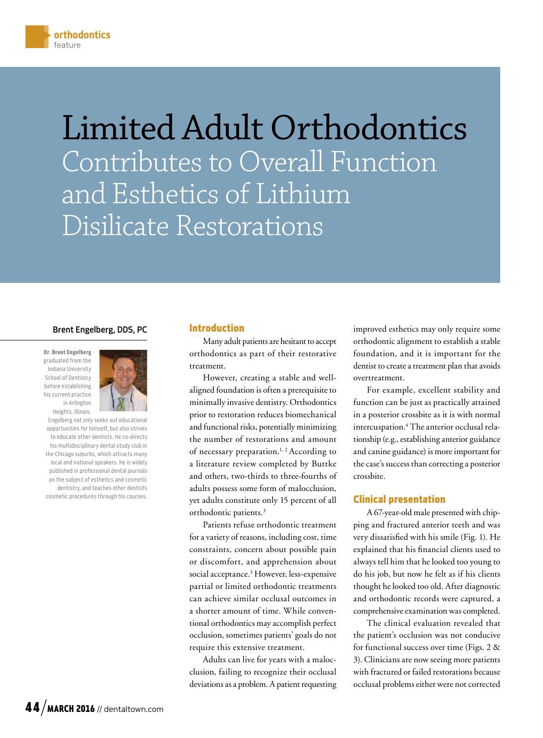# Limited Adult Orthodontics

## Contributes to Overall Function and Esthetics of Lithium Disilicate Restorations

**Brent Engelberg, DDS, PC**

**Dr. Brent Engelberg** graduated from the Indiana University School of Dentistry before establishing his current practice in Arlington Heights, Illinois. Engelberg not only seeks out educational opportunities for himself, but also strives to educate other dentists. He co-directs his multidisciplinary dental study club in the Chicago suburbs, which attracts many local and national speakers. He is widely published in professional dental journals on the subject of esthetics and cosmetic dentistry, and teaches other dentists cosmetic procedures through his courses.

### Introduction

Many adult patients are hesitant to accept orthodontics as part of their restorative treatment.

However, creating a stable and well-aligned foundation is often a prerequisite to minimally invasive dentistry. Orthodontics prior to restoration reduces biomechanical and functional risks, potentially minimizing the number of restorations and amount of necessary preparation.[1, 2] According to a literature review completed by Buttke and others, two-thirds to three-fourths of adults possess some form of malocclusion, yet adults constitute only 15 percent of all orthodontic patients.[3]

Patients refuse orthodontic treatment for a variety of reasons, including cost, time constraints, concern about possible pain or discomfort, and apprehension about social acceptance.[3] However, less-expensive partial or limited orthodontic treatments can achieve similar occlusal outcomes in a shorter amount of time. While conventional orthodontics may accomplish perfect occlusion, sometimes patients' goals do not require this extensive treatment.

Adults can live for years with a malocclusion, failing to recognize their occlusal deviations as a problem. A patient requesting improved esthetics may only require some orthodontic alignment to establish a stable foundation, and it is important for the dentist to create a treatment plan that avoids overtreatment.

For example, excellent stability and function can be just as practically attained in a posterior crossbite as it is with normal intercuspation.[4] The anterior occlusal relationship (e.g., establishing anterior guidance and canine guidance) is more important for the case's success than correcting a posterior crossbite.

### Clinical presentation

A 67-year-old male presented with chipping and fractured anterior teeth and was very dissatisfied with his smile (Fig. 1). He explained that his financial clients used to always tell him that he looked too young to do his job, but now he felt as if his clients thought he looked too old. After diagnostic and orthodontic records were captured, a comprehensive examination was completed.

The clinical evaluation revealed that the patient's occlusion was not conducive for functional success over time (Figs. 2 & 3). Clinicians are now seeing more patients with fractured or failed restorations because occlusal problems either were not corrected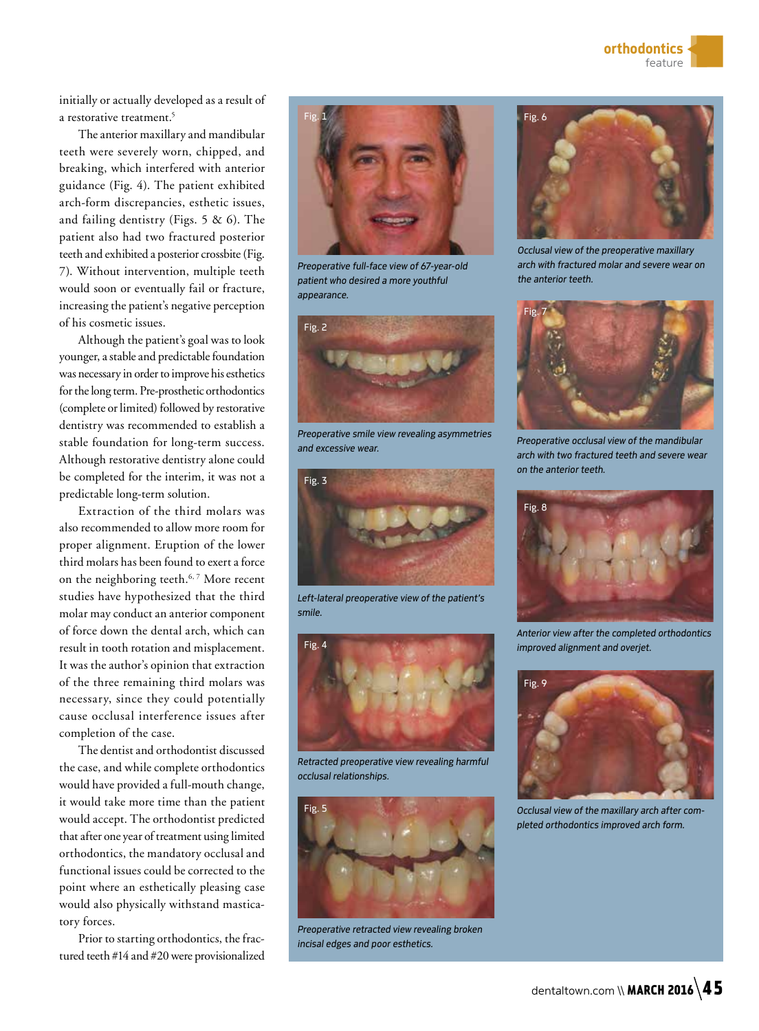initially or actually developed as a result of a restorative treatment.[5]

The anterior maxillary and mandibular teeth were severely worn, chipped, and breaking, which interfered with anterior guidance (Fig. 4). The patient exhibited arch-form discrepancies, esthetic issues, and failing dentistry (Figs. 5 & 6). The patient also had two fractured posterior teeth and exhibited a posterior crossbite (Fig. 7). Without intervention, multiple teeth would soon or eventually fail or fracture, increasing the patient's negative perception of his cosmetic issues.

Although the patient's goal was to look younger, a stable and predictable foundation was necessary in order to improve his esthetics for the long term. Pre-prosthetic orthodontics (complete or limited) followed by restorative dentistry was recommended to establish a stable foundation for long-term success. Although restorative dentistry alone could be completed for the interim, it was not a predictable long-term solution.

Extraction of the third molars was also recommended to allow more room for proper alignment. Eruption of the lower third molars has been found to exert a force on the neighboring teeth.[6,7] More recent studies have hypothesized that the third molar may conduct an anterior component of force down the dental arch, which can result in tooth rotation and misplacement. It was the author's opinion that extraction of the three remaining third molars was necessary, since they could potentially cause occlusal interference issues after completion of the case.

The dentist and orthodontist discussed the case, and while complete orthodontics would have provided a full-mouth change, it would take more time than the patient would accept. The orthodontist predicted that after one year of treatment using limited orthodontics, the mandatory occlusal and functional issues could be corrected to the point where an esthetically pleasing case would also physically withstand masticatory forces.

Prior to starting orthodontics, the fractured teeth #14 and #20 were provisionalized

Fig. 1

*Preoperative full-face view of 67-year-old patient who desired a more youthful appearance.*

Fig. 2

*Preoperative smile view revealing asymmetries and excessive wear.*

Fig. 3

*Left-lateral preoperative view of the patient's smile.*

Fig. 4

*Retracted preoperative view revealing harmful occlusal relationships.*

Fig. 5

*Preoperative retracted view revealing broken incisal edges and poor esthetics.*

Fig. 6

*Occlusal view of the preoperative maxillary arch with fractured molar and severe wear on the anterior teeth.*

Fig. 7

*Preoperative occlusal view of the mandibular arch with two fractured teeth and severe wear on the anterior teeth.*

Fig. 8

*Anterior view after the completed orthodontics improved alignment and overjet.*

Fig. 9

*Occlusal view of the maxillary arch after completed orthodontics improved arch form.*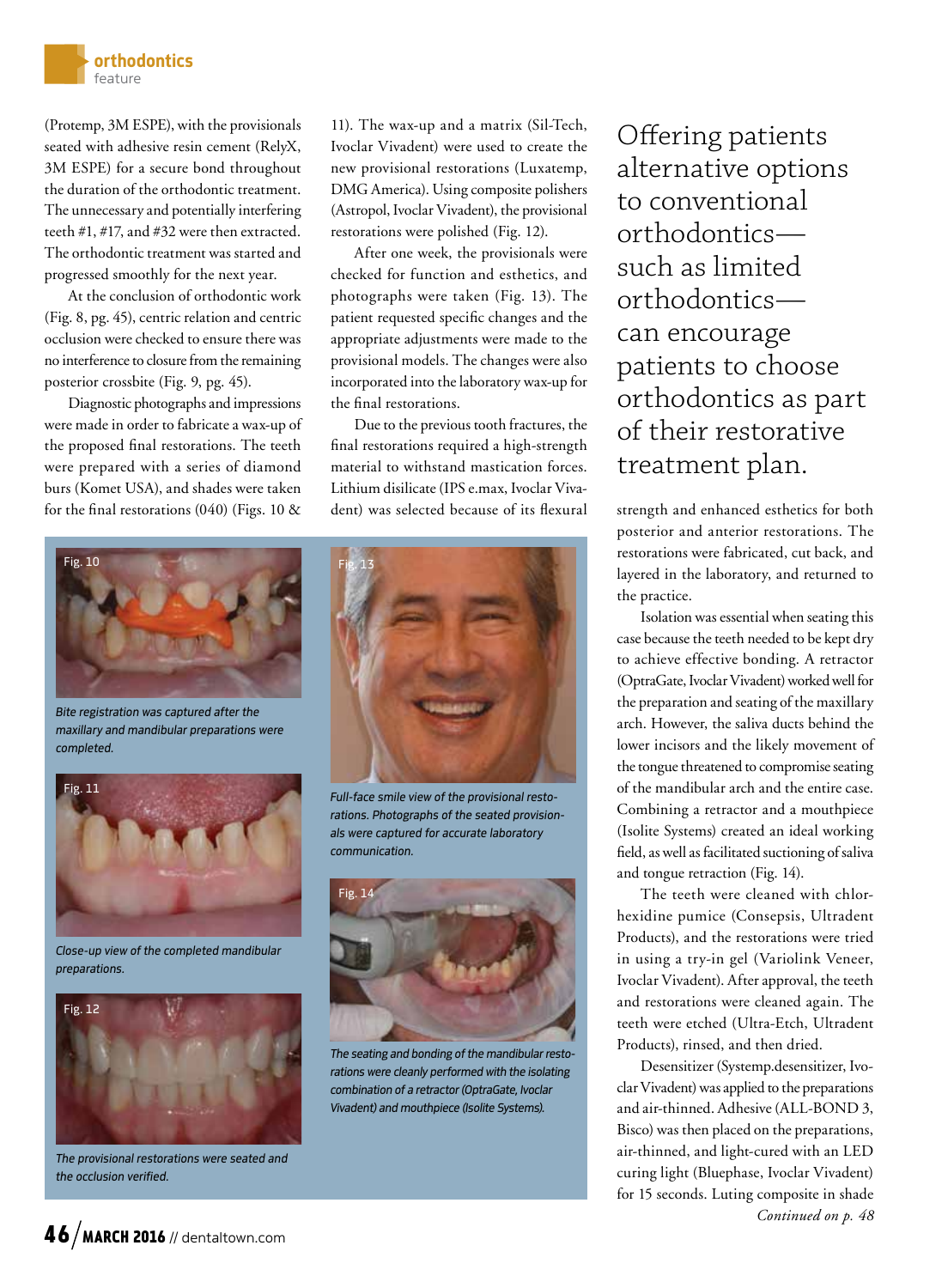(Protemp, 3M ESPE), with the provisionals seated with adhesive resin cement (RelyX, 3M ESPE) for a secure bond throughout the duration of the orthodontic treatment. The unnecessary and potentially interfering teeth #1, #17, and #32 were then extracted. The orthodontic treatment was started and progressed smoothly for the next year.

At the conclusion of orthodontic work (Fig. 8, pg. 45), centric relation and centric occlusion were checked to ensure there was no interference to closure from the remaining posterior crossbite (Fig. 9, pg. 45).

Diagnostic photographs and impressions were made in order to fabricate a wax-up of the proposed final restorations. The teeth were prepared with a series of diamond burs (Komet USA), and shades were taken for the final restorations (040) (Figs. 10 & 11). The wax-up and a matrix (Sil-Tech, Ivoclar Vivadent) were used to create the new provisional restorations (Luxatemp, DMG America). Using composite polishers (Astropol, Ivoclar Vivadent), the provisional restorations were polished (Fig. 12).

After one week, the provisionals were checked for function and esthetics, and photographs were taken (Fig. 13). The patient requested specific changes and the appropriate adjustments were made to the provisional models. The changes were also incorporated into the laboratory wax-up for the final restorations.

Due to the previous tooth fractures, the final restorations required a high-strength material to withstand mastication forces. Lithium disilicate (IPS e.max, Ivoclar Vivadent) was selected because of its flexural strength and enhanced esthetics for both posterior and anterior restorations. The restorations were fabricated, cut back, and layered in the laboratory, and returned to the practice.

> Offering patients alternative options to conventional orthodontics—such as limited orthodontics—can encourage patients to choose orthodontics as part of their restorative treatment plan.

Isolation was essential when seating this case because the teeth needed to be kept dry to achieve effective bonding. A retractor (OptraGate, Ivoclar Vivadent) worked well for the preparation and seating of the maxillary arch. However, the saliva ducts behind the lower incisors and the likely movement of the tongue threatened to compromise seating of the mandibular arch and the entire case. Combining a retractor and a mouthpiece (Isolite Systems) created an ideal working field, as well as facilitated suctioning of saliva and tongue retraction (Fig. 14).

The teeth were cleaned with chlorhexidine pumice (Consepsis, Ultradent Products), and the restorations were tried in using a try-in gel (Variolink Veneer, Ivoclar Vivadent). After approval, the teeth and restorations were cleaned again. The teeth were etched (Ultra-Etch, Ultradent Products), rinsed, and then dried.

Desensitizer (Systemp.desensitizer, Ivoclar Vivadent) was applied to the preparations and air-thinned. Adhesive (ALL-BOND 3, Bisco) was then placed on the preparations, air-thinned, and light-cured with an LED curing light (Bluephase, Ivoclar Vivadent) for 15 seconds. Luting composite in shade

*Continued on p. 48*

Fig. 10

*Bite registration was captured after the maxillary and mandibular preparations were completed.*

Fig. 11

*Close-up view of the completed mandibular preparations.*

Fig. 12

*The provisional restorations were seated and the occlusion verified.*

Fig. 13

*Full-face smile view of the provisional restorations. Photographs of the seated provisionals were captured for accurate laboratory communication.*

Fig. 14

*The seating and bonding of the mandibular restorations were cleanly performed with the isolating combination of a retractor (OptraGate, Ivoclar Vivadent) and mouthpiece (Isolite Systems).*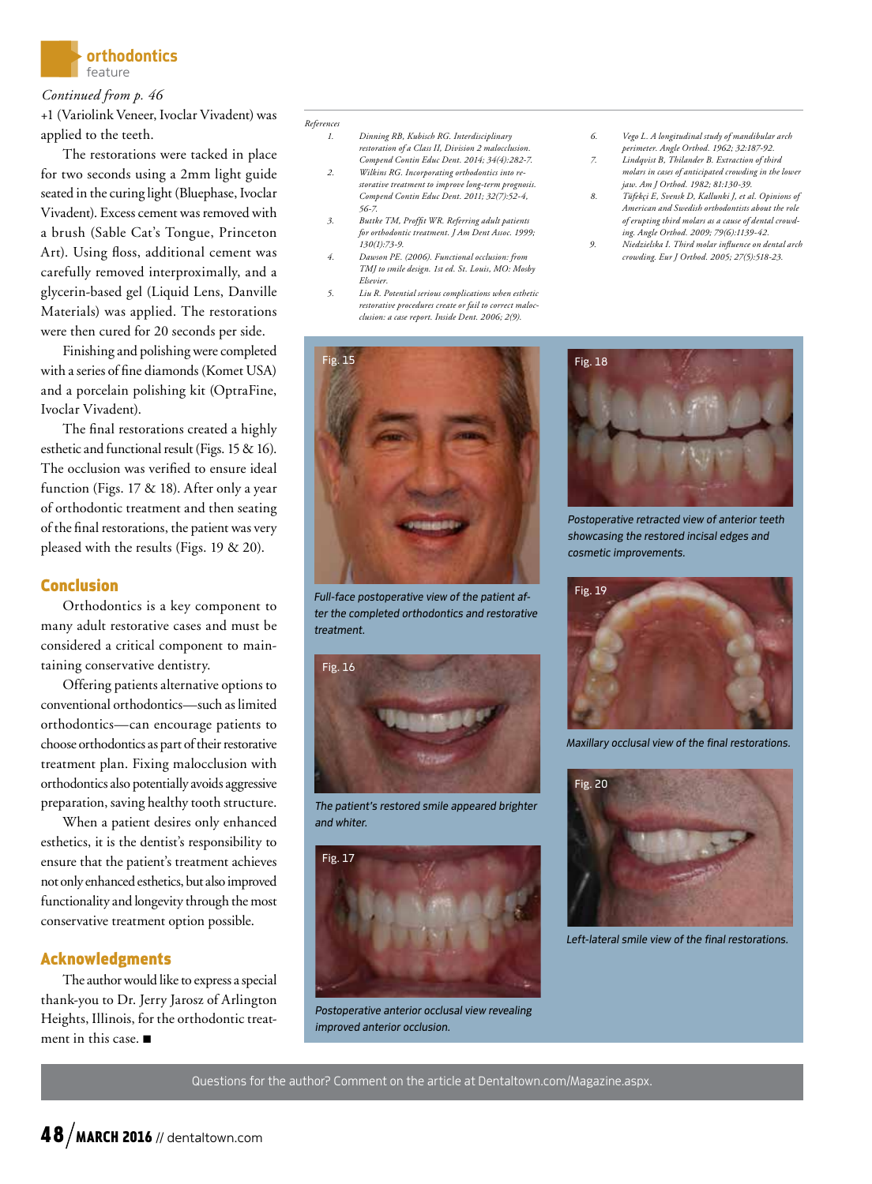*Continued from p. 46*

+1 (Variolink Veneer, Ivoclar Vivadent) was applied to the teeth.

The restorations were tacked in place for two seconds using a 2mm light guide seated in the curing light (Bluephase, Ivoclar Vivadent). Excess cement was removed with a brush (Sable Cat's Tongue, Princeton Art). Using floss, additional cement was carefully removed interproximally, and a glycerin-based gel (Liquid Lens, Danville Materials) was applied. The restorations were then cured for 20 seconds per side.

Finishing and polishing were completed with a series of fine diamonds (Komet USA) and a porcelain polishing kit (OptraFine, Ivoclar Vivadent).

The final restorations created a highly esthetic and functional result (Figs. 15 & 16). The occlusion was verified to ensure ideal function (Figs. 17 & 18). After only a year of orthodontic treatment and then seating of the final restorations, the patient was very pleased with the results (Figs. 19 & 20).

## Conclusion

Orthodontics is a key component to many adult restorative cases and must be considered a critical component to maintaining conservative dentistry.

Offering patients alternative options to conventional orthodontics—such as limited orthodontics—can encourage patients to choose orthodontics as part of their restorative treatment plan. Fixing malocclusion with orthodontics also potentially avoids aggressive preparation, saving healthy tooth structure.

When a patient desires only enhanced esthetics, it is the dentist's responsibility to ensure that the patient's treatment achieves not only enhanced esthetics, but also improved functionality and longevity through the most conservative treatment option possible.

## Acknowledgments

The author would like to express a special thank-you to Dr. Jerry Jarosz of Arlington Heights, Illinois, for the orthodontic treatment in this case. ■

*References*

1. Dinning RB, Kubisch RG. Interdisciplinary restoration of a Class II, Division 2 malocclusion. Compend Contin Educ Dent. 2014; 34(4):282-7.
2. Wilkins RG. Incorporating orthodontics into restorative treatment to improve long-term prognosis. Compend Contin Educ Dent. 2011; 32(7):52-4, 56-7.
3. Buttke TM, Proffit WR. Referring adult patients for orthodontic treatment. J Am Dent Assoc. 1999; 130(1):73-9.
4. Dawson PE. (2006). Functional occlusion: from TMJ to smile design. 1st ed. St. Louis, MO: Mosby Elsevier.
5. Liu R. Potential serious complications when esthetic restorative procedures create or fail to correct malocclusion: a case report. Inside Dent. 2006; 2(9).
6. Vego L. A longitudinal study of mandibular arch perimeter. Angle Orthod. 1962; 32:187-92.
7. Lindqvist B, Thilander B. Extraction of third molars in cases of anticipated crowding in the lower jaw. Am J Orthod. 1982; 81:130-39.
8. Tüfekçi E, Svensk D, Kallunki J, et al. Opinions of American and Swedish orthodontists about the role of erupting third molars as a cause of dental crowding. Angle Orthod. 2009; 79(6):1139-42.
9. Niedzielska I. Third molar influence on dental arch crowding. Eur J Orthod. 2005; 27(5):518-23.

Fig. 15

Full-face postoperative view of the patient after the completed orthodontics and restorative treatment.

Fig. 16

The patient's restored smile appeared brighter and whiter.

Fig. 17

Postoperative anterior occlusal view revealing improved anterior occlusion.

Fig. 18

Postoperative retracted view of anterior teeth showcasing the restored incisal edges and cosmetic improvements.

Fig. 19

Maxillary occlusal view of the final restorations.

Fig. 20

Left-lateral smile view of the final restorations.

Questions for the author? Comment on the article at Dentaltown.com/Magazine.aspx.